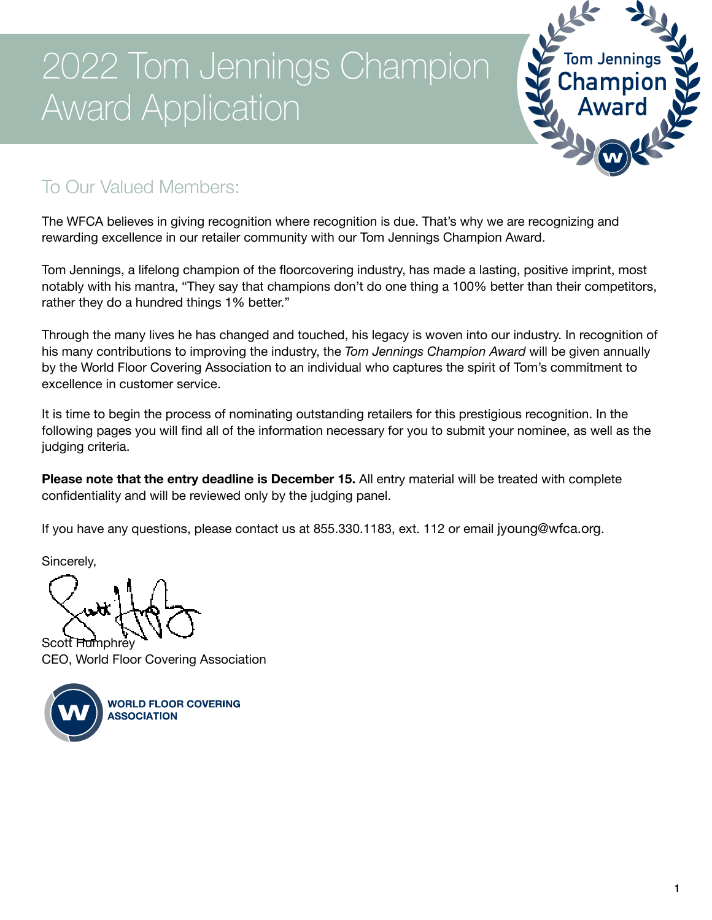# 2022 Tom Jennings Champion Award Application

## To Our Valued Members:

The WFCA believes in giving recognition where recognition is due. That's why we are recognizing and rewarding excellence in our retailer community with our Tom Jennings Champion Award.

Tom Jennings, a lifelong champion of the floorcovering industry, has made a lasting, positive imprint, most notably with his mantra, "They say that champions don't do one thing a 100% better than their competitors, rather they do a hundred things 1% better."

Through the many lives he has changed and touched, his legacy is woven into our industry. In recognition of his many contributions to improving the industry, the *Tom Jennings Champion Award* will be given annually by the World Floor Covering Association to an individual who captures the spirit of Tom's commitment to excellence in customer service.

It is time to begin the process of nominating outstanding retailers for this prestigious recognition. In the following pages you will find all of the information necessary for you to submit your nominee, as well as the judging criteria.

**Please note that the entry deadline is December 15.** All entry material will be treated with complete confidentiality and will be reviewed only by the judging panel.

If you have any questions, please contact us at 855.330.1183, ext. 112 or email jyoung@wfca.org.

Sincerely,

Scott Humphrey
CEO, World Floor Covering Association

WORLD FLOOR COVERING ASSOCIATION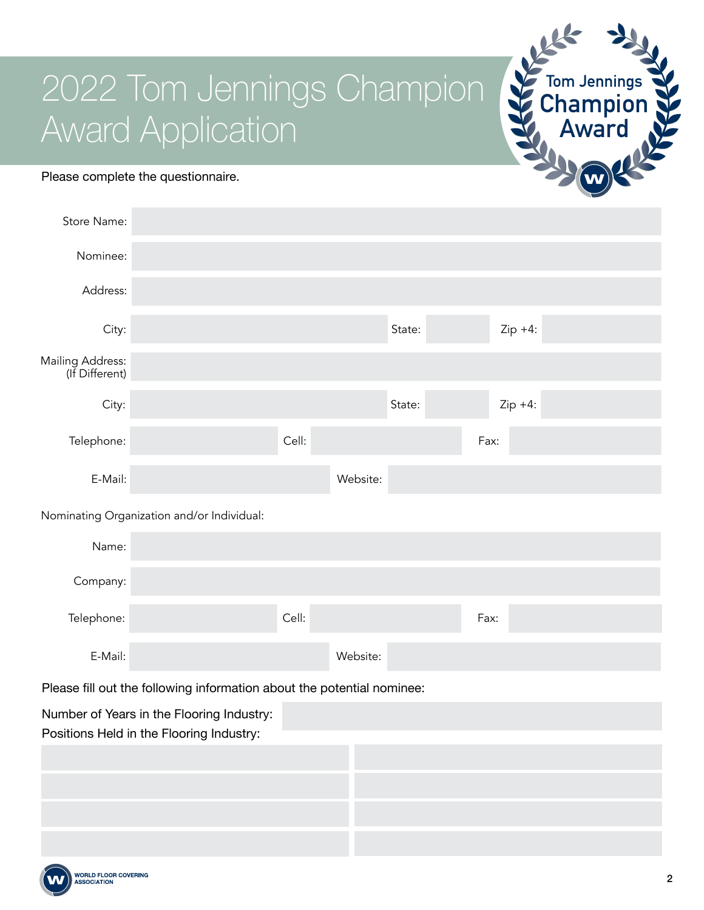# 2022 Tom Jennings Champion Award Application

Please complete the questionnaire.

Store Name:

Nominee:

Address:

City: State: Zip +4:

Mailing Address: (If Different)

City: State: Zip +4:

Telephone: Cell: Fax:

E-Mail: Website:

Nominating Organization and/or Individual:

Name:

Company:

Telephone: Cell: Fax:

E-Mail: Website:

Please fill out the following information about the potential nominee:

Number of Years in the Flooring Industry:

Positions Held in the Flooring Industry:

| | |
|---|---|
| | |
| | |
| | |
| | |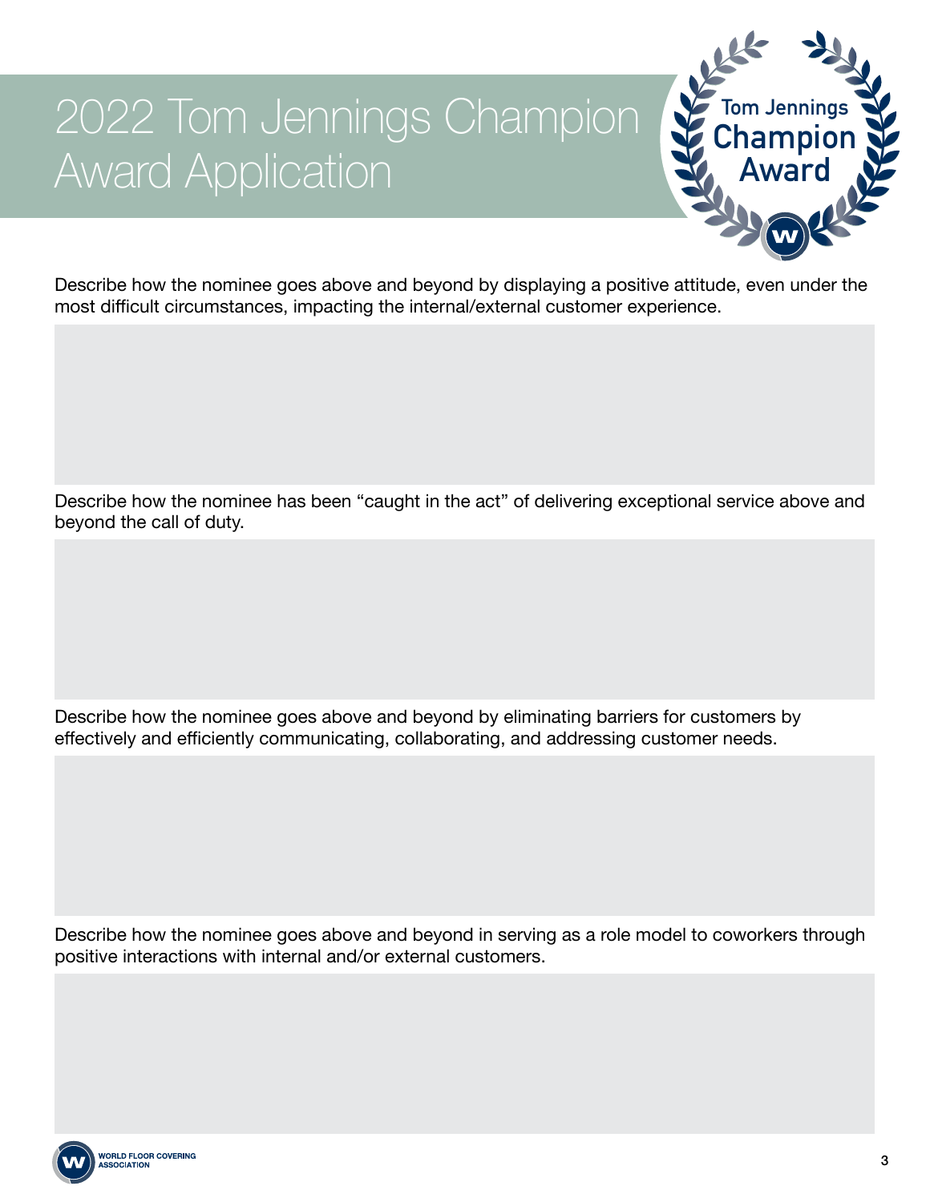# 2022 Tom Jennings Champion Award Application

Describe how the nominee goes above and beyond by displaying a positive attitude, even under the most difficult circumstances, impacting the internal/external customer experience.

Describe how the nominee has been “caught in the act” of delivering exceptional service above and beyond the call of duty.

Describe how the nominee goes above and beyond by eliminating barriers for customers by effectively and efficiently communicating, collaborating, and addressing customer needs.

Describe how the nominee goes above and beyond in serving as a role model to coworkers through positive interactions with internal and/or external customers.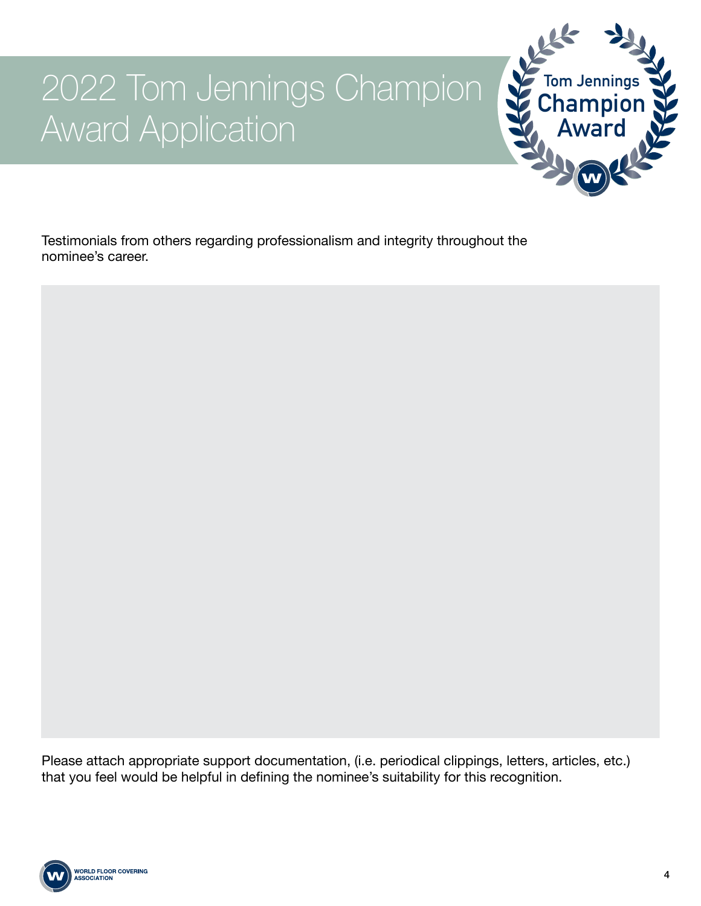# 2022 Tom Jennings Champion Award Application

Testimonials from others regarding professionalism and integrity throughout the nominee's career.

Please attach appropriate support documentation, (i.e. periodical clippings, letters, articles, etc.) that you feel would be helpful in defining the nominee's suitability for this recognition.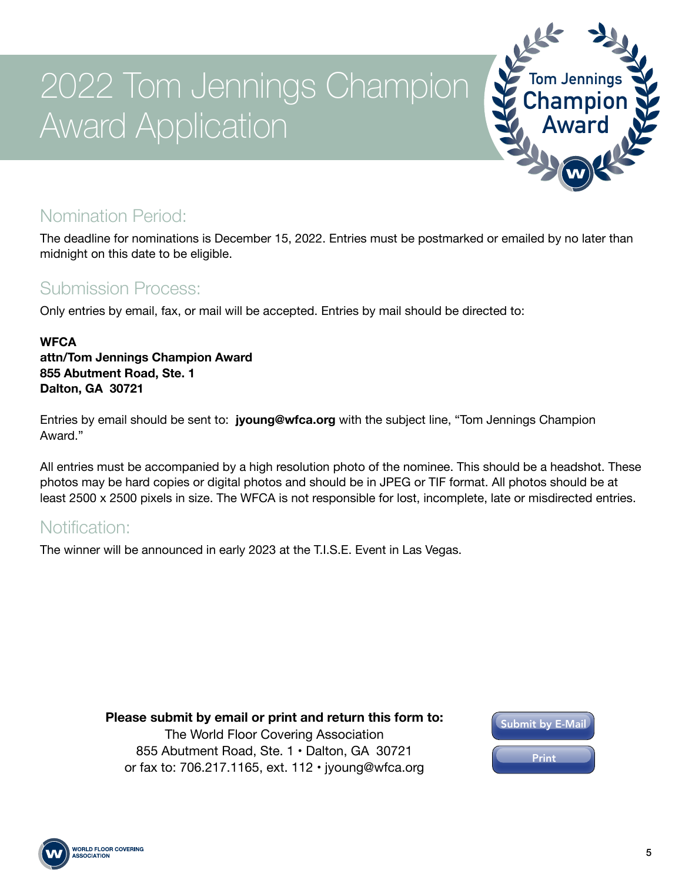# 2022 Tom Jennings Champion Award Application

## Nomination Period:

The deadline for nominations is December 15, 2022. Entries must be postmarked or emailed by no later than midnight on this date to be eligible.

## Submission Process:

Only entries by email, fax, or mail will be accepted. Entries by mail should be directed to:

**WFCA**
**attn/Tom Jennings Champion Award**
**855 Abutment Road, Ste. 1**
**Dalton, GA 30721**

Entries by email should be sent to: **jyoung@wfca.org** with the subject line, "Tom Jennings Champion Award."

All entries must be accompanied by a high resolution photo of the nominee. This should be a headshot. These photos may be hard copies or digital photos and should be in JPEG or TIF format. All photos should be at least 2500 x 2500 pixels in size. The WFCA is not responsible for lost, incomplete, late or misdirected entries.

## Notification:

The winner will be announced in early 2023 at the T.I.S.E. Event in Las Vegas.

**Please submit by email or print and return this form to:**
The World Floor Covering Association
855 Abutment Road, Ste. 1 • Dalton, GA 30721
or fax to: 706.217.1165, ext. 112 • jyoung@wfca.org

Submit by E-Mail

Print